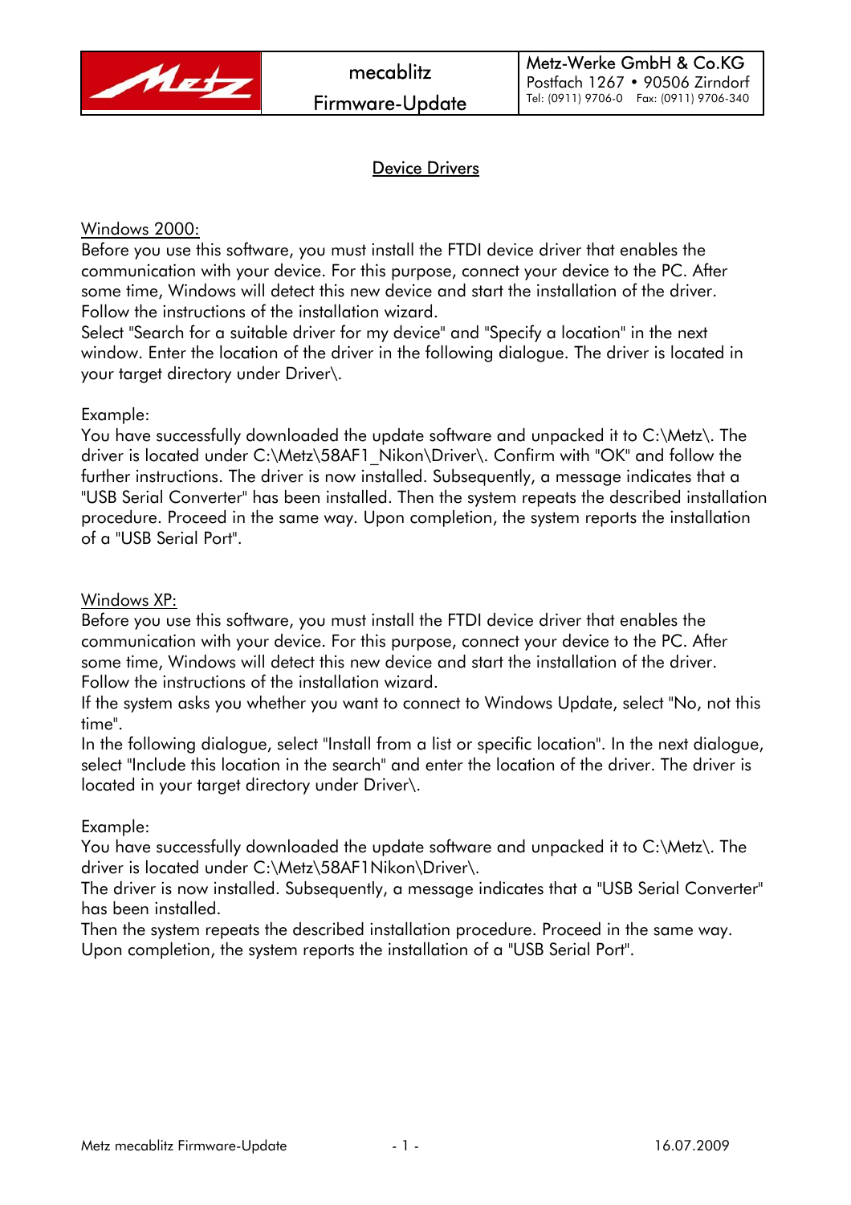# Device Drivers

## Windows 2000:

Before you use this software, you must install the FTDI device driver that enables the communication with your device. For this purpose, connect your device to the PC. After some time, Windows will detect this new device and start the installation of the driver. Follow the instructions of the installation wizard.
Select "Search for a suitable driver for my device" and "Specify a location" in the next window. Enter the location of the driver in the following dialogue. The driver is located in your target directory under Driver\.

Example:
You have successfully downloaded the update software and unpacked it to C:\Metz\. The driver is located under C:\Metz\58AF1_Nikon\Driver\. Confirm with "OK" and follow the further instructions. The driver is now installed. Subsequently, a message indicates that a "USB Serial Converter" has been installed. Then the system repeats the described installation procedure. Proceed in the same way. Upon completion, the system reports the installation of a "USB Serial Port".

## Windows XP:

Before you use this software, you must install the FTDI device driver that enables the communication with your device. For this purpose, connect your device to the PC. After some time, Windows will detect this new device and start the installation of the driver. Follow the instructions of the installation wizard.
If the system asks you whether you want to connect to Windows Update, select "No, not this time".
In the following dialogue, select "Install from a list or specific location". In the next dialogue, select "Include this location in the search" and enter the location of the driver. The driver is located in your target directory under Driver\.

Example:
You have successfully downloaded the update software and unpacked it to C:\Metz\. The driver is located under C:\Metz\58AF1Nikon\Driver\.
The driver is now installed. Subsequently, a message indicates that a "USB Serial Converter" has been installed.
Then the system repeats the described installation procedure. Proceed in the same way. Upon completion, the system reports the installation of a "USB Serial Port".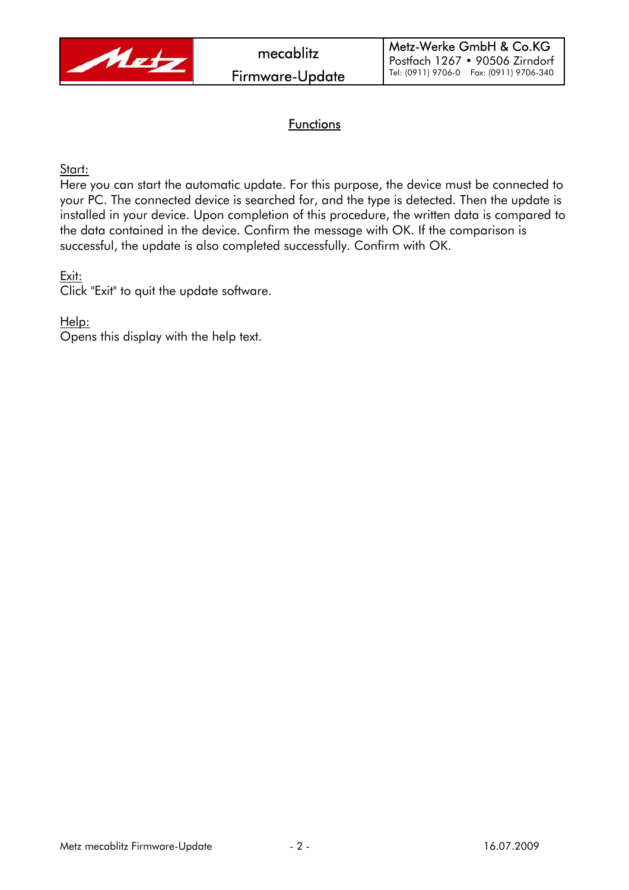## Functions

Start:
Here you can start the automatic update. For this purpose, the device must be connected to your PC. The connected device is searched for, and the type is detected. Then the update is installed in your device. Upon completion of this procedure, the written data is compared to the data contained in the device. Confirm the message with OK. If the comparison is successful, the update is also completed successfully. Confirm with OK.

Exit:
Click "Exit" to quit the update software.

Help:
Opens this display with the help text.